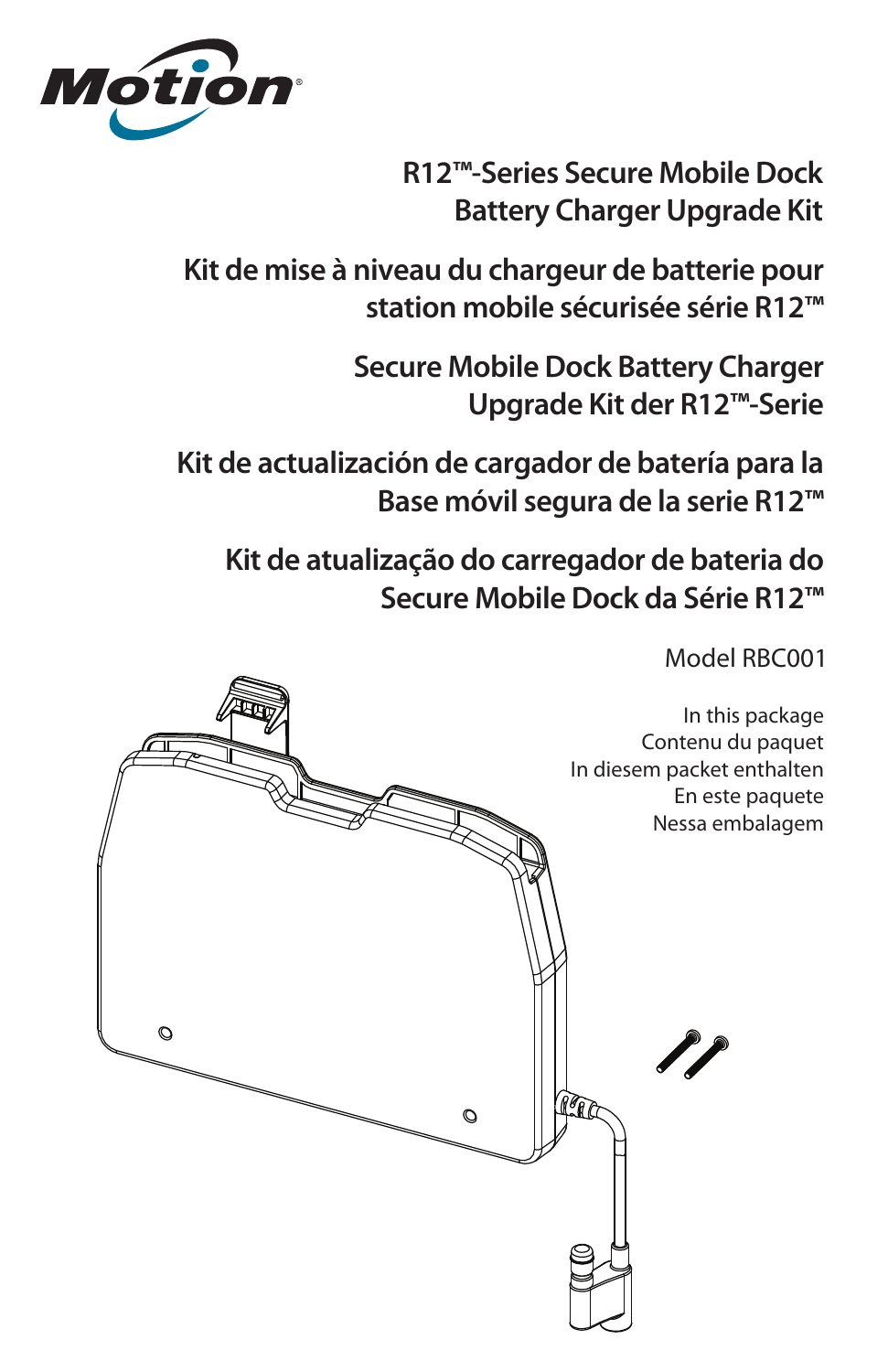Motion

# R12™-Series Secure Mobile Dock Battery Charger Upgrade Kit

# Kit de mise à niveau du chargeur de batterie pour station mobile sécurisée série R12™

# Secure Mobile Dock Battery Charger Upgrade Kit der R12™-Serie

# Kit de actualización de cargador de batería para la Base móvil segura de la serie R12™

# Kit de atualização do carregador de bateria do Secure Mobile Dock da Série R12™

Model RBC001

In this package
Contenu du paquet
In diesem packet enthalten
En este paquete
Nessa embalagem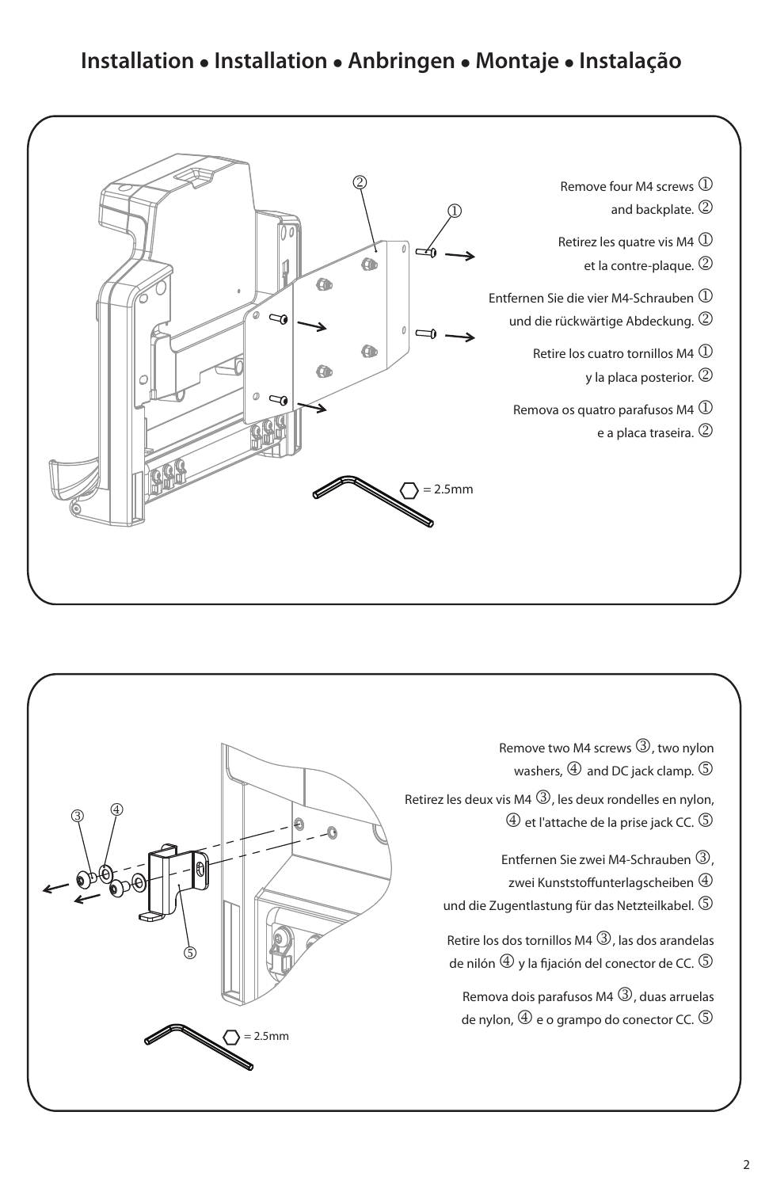# Installation • Installation • Anbringen • Montaje • Instalação

Remove four M4 screws ① and backplate. ②

Retirez les quatre vis M4 ① et la contre-plaque. ②

Entfernen Sie die vier M4-Schrauben ① und die rückwärtige Abdeckung. ②

Retire los cuatro tornillos M4 ① y la placa posterior. ②

Remova os quatro parafusos M4 ① e a placa traseira. ②

= 2.5mm

Remove two M4 screws ③, two nylon washers, ④ and DC jack clamp. ⑤

Retirez les deux vis M4 ③, les deux rondelles en nylon, ④ et l'attache de la prise jack CC. ⑤

Entfernen Sie zwei M4-Schrauben ③, zwei Kunststoffunterlagscheiben ④ und die Zugentlastung für das Netzteilkabel. ⑤

Retire los dos tornillos M4 ③, las dos arandelas de nilón ④ y la fijación del conector de CC. ⑤

Remova dois parafusos M4 ③, duas arruelas de nylon, ④ e o grampo do conector CC. ⑤

= 2.5mm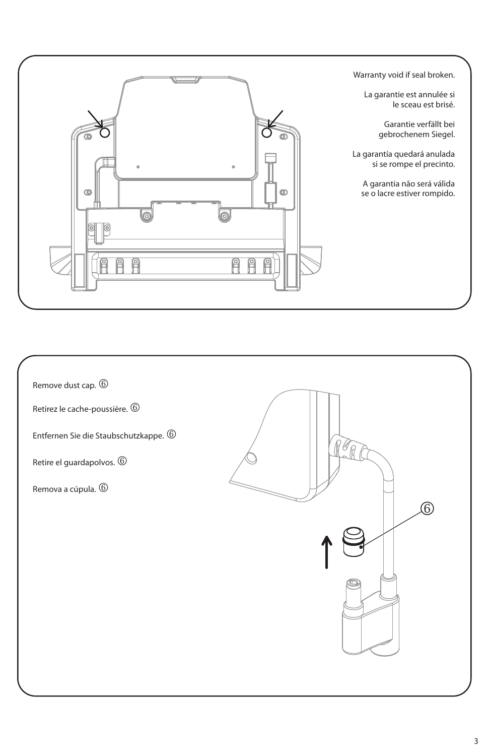Warranty void if seal broken.

La garantie est annulée si le sceau est brisé.

Garantie verfällt bei gebrochenem Siegel.

La garantía quedará anulada si se rompe el precinto.

A garantia não será válida se o lacre estiver rompido.

Remove dust cap. ⑥

Retirez le cache-poussière. ⑥

Entfernen Sie die Staubschutzkappe. ⑥

Retire el guardapolvos. ⑥

Remova a cúpula. ⑥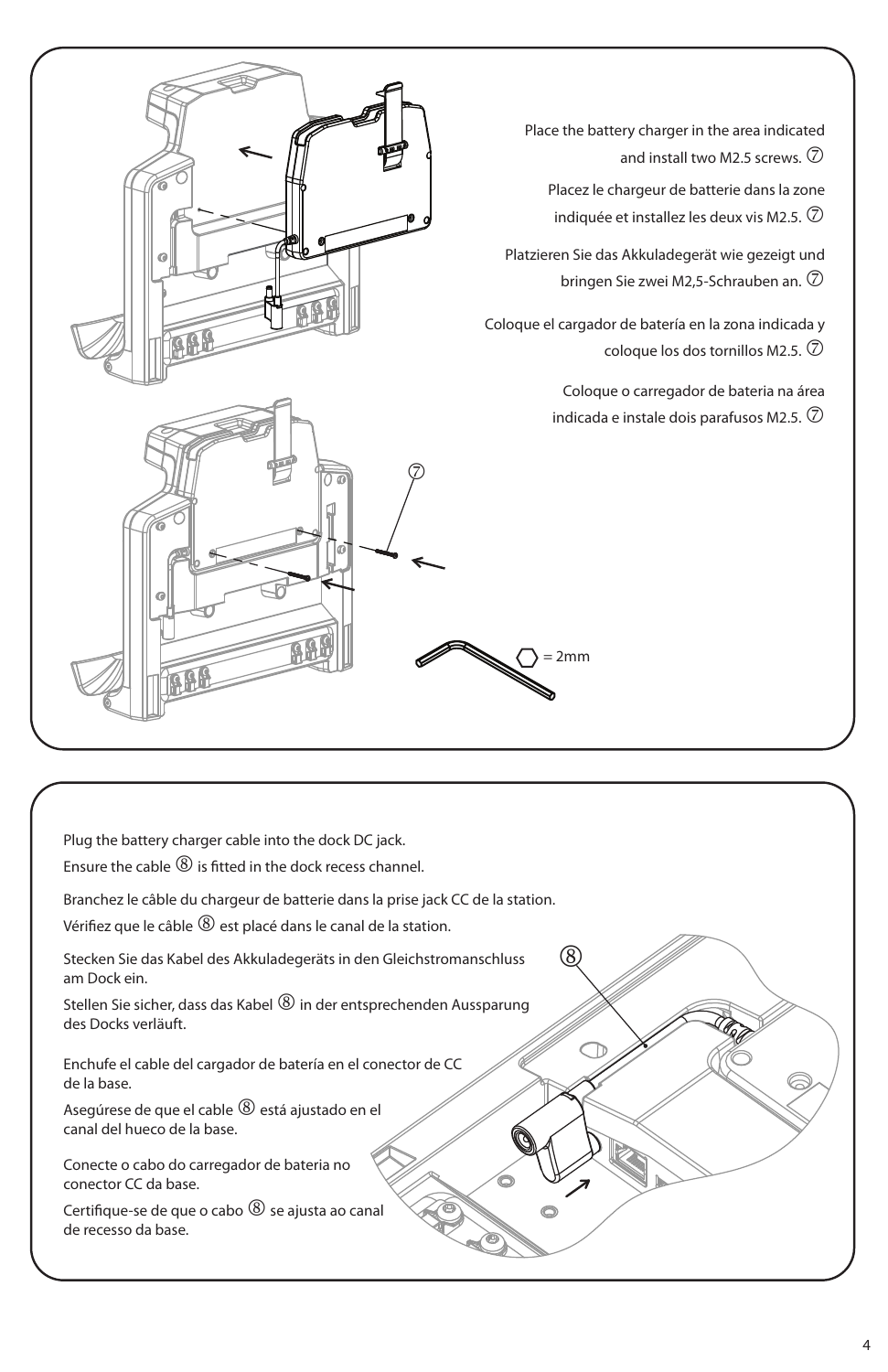Place the battery charger in the area indicated and install two M2.5 screws. ⑦

Placez le chargeur de batterie dans la zone indiquée et installez les deux vis M2.5. ⑦

Platzieren Sie das Akkuladegerät wie gezeigt und bringen Sie zwei M2,5-Schrauben an. ⑦

Coloque el cargador de batería en la zona indicada y coloque los dos tornillos M2.5. ⑦

Coloque o carregador de bateria na área indicada e instale dois parafusos M2.5. ⑦

⑦

⬡ = 2mm

Plug the battery charger cable into the dock DC jack.

Ensure the cable ⑧ is fitted in the dock recess channel.

Branchez le câble du chargeur de batterie dans la prise jack CC de la station.

Vérifiez que le câble ⑧ est placé dans le canal de la station.

Stecken Sie das Kabel des Akkuladegeräts in den Gleichstromanschluss am Dock ein.

Stellen Sie sicher, dass das Kabel ⑧ in der entsprechenden Aussparung des Docks verläuft.

Enchufe el cable del cargador de batería en el conector de CC de la base.

Asegúrese de que el cable ⑧ está ajustado en el canal del hueco de la base.

Conecte o cabo do carregador de bateria no conector CC da base.

Certifique-se de que o cabo ⑧ se ajusta ao canal de recesso da base.

⑧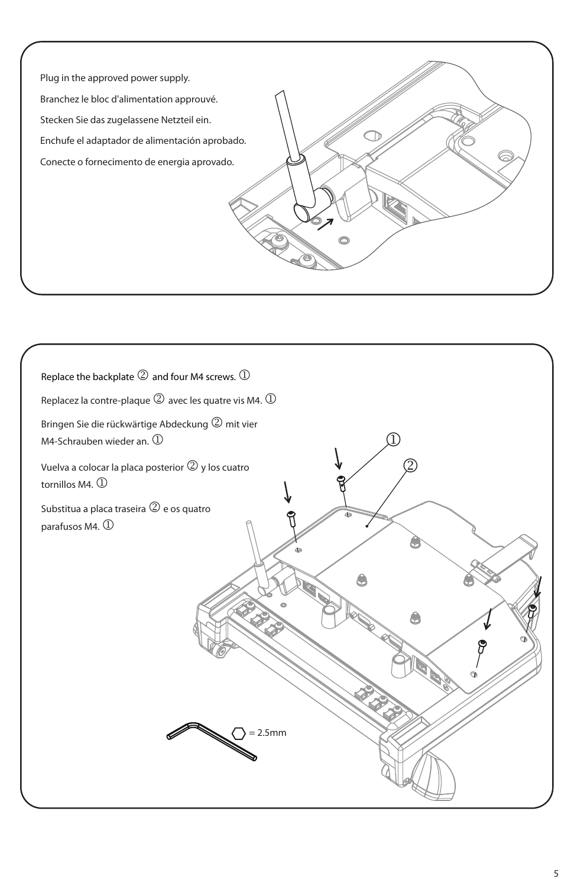Plug in the approved power supply.

Branchez le bloc d'alimentation approuvé.

Stecken Sie das zugelassene Netzteil ein.

Enchufe el adaptador de alimentación aprobado.

Conecte o fornecimento de energia aprovado.

Replace the backplate ② and four M4 screws. ①

Replacez la contre-plaque ② avec les quatre vis M4. ①

Bringen Sie die rückwärtige Abdeckung ② mit vier M4-Schrauben wieder an. ①

Vuelva a colocar la placa posterior ② y los cuatro tornillos M4. ①

Substitua a placa traseira ② e os quatro parafusos M4. ①

= 2.5mm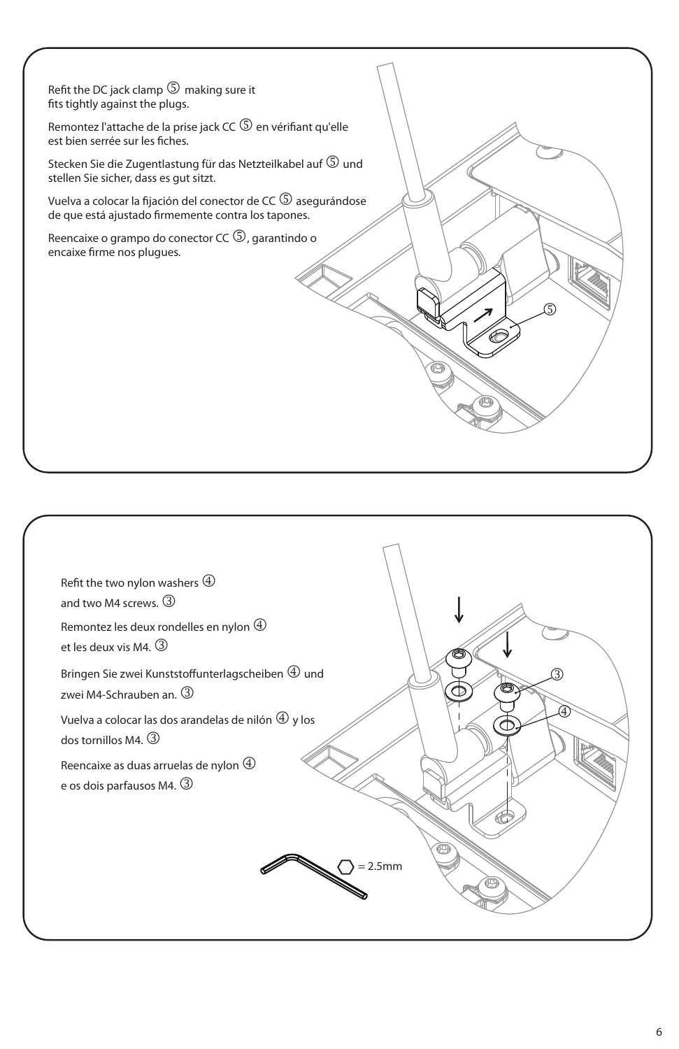Refit the DC jack clamp ⑤ making sure it fits tightly against the plugs.

Remontez l'attache de la prise jack CC ⑤ en vérifiant qu'elle est bien serrée sur les fiches.

Stecken Sie die Zugentlastung für das Netzteilkabel auf ⑤ und stellen Sie sicher, dass es gut sitzt.

Vuelva a colocar la fijación del conector de CC ⑤ asegurándose de que está ajustado firmemente contra los tapones.

Reencaixe o grampo do conector CC ⑤, garantindo o encaixe firme nos plugues.

Refit the two nylon washers ④ and two M4 screws. ③

Remontez les deux rondelles en nylon ④ et les deux vis M4. ③

Bringen Sie zwei Kunststoffunterlagscheiben ④ und zwei M4-Schrauben an. ③

Vuelva a colocar las dos arandelas de nilón ④ y los dos tornillos M4. ③

Reencaixe as duas arruelas de nylon ④ e os dois parfausos M4. ③

= 2.5mm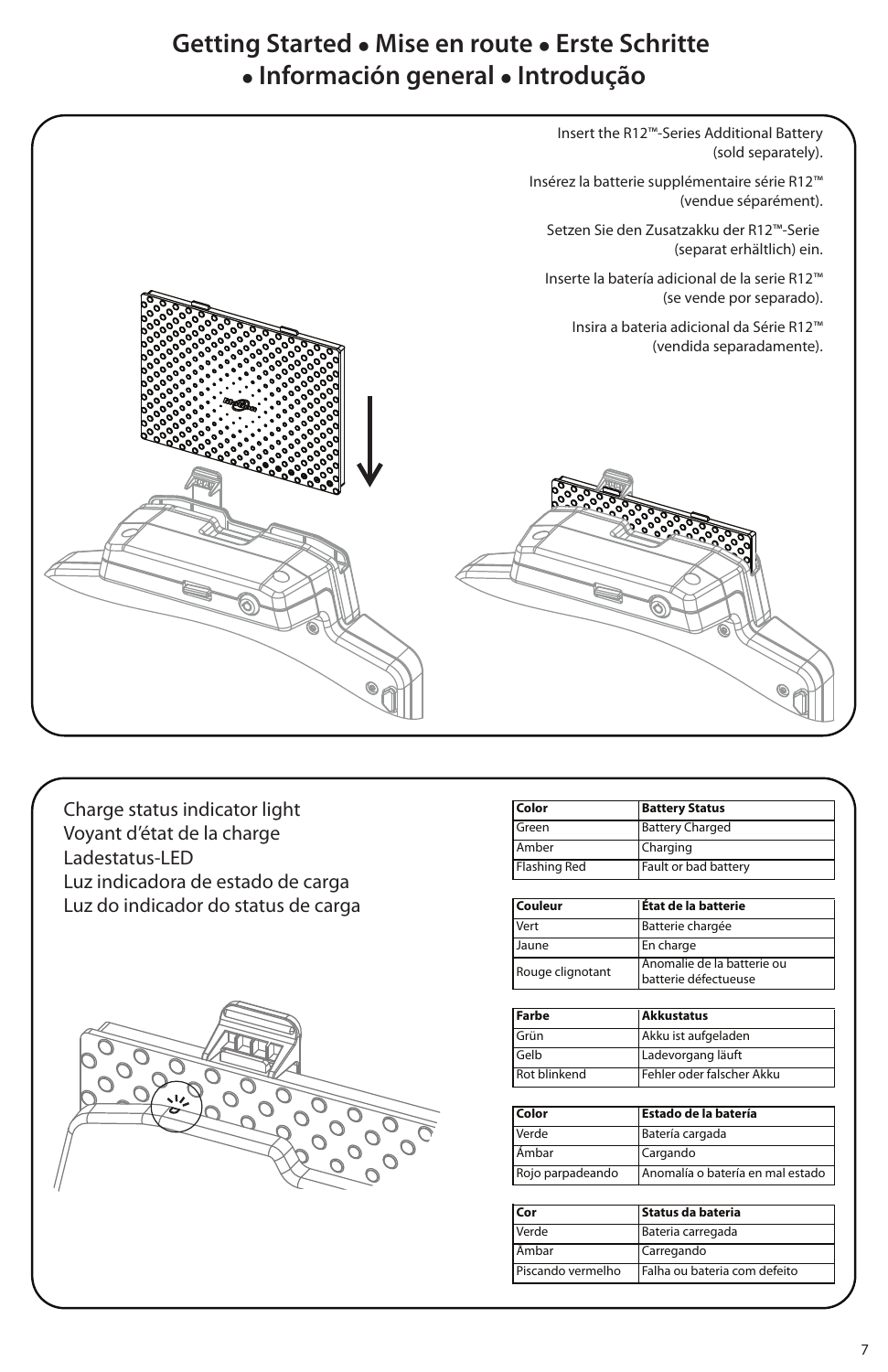# Getting Started • Mise en route • Erste Schritte • Información general • Introdução

Insert the R12™-Series Additional Battery (sold separately).

Insérez la batterie supplémentaire série R12™ (vendue séparément).

Setzen Sie den Zusatzakku der R12™-Serie (separat erhältlich) ein.

Inserte la batería adicional de la serie R12™ (se vende por separado).

Insira a bateria adicional da Série R12™ (vendida separadamente).

Charge status indicator light
Voyant d'état de la charge
Ladestatus-LED
Luz indicadora de estado de carga
Luz do indicador do status de carga

| Color | Battery Status |
|---|---|
| Green | Battery Charged |
| Amber | Charging |
| Flashing Red | Fault or bad battery |

| Couleur | État de la batterie |
|---|---|
| Vert | Batterie chargée |
| Jaune | En charge |
| Rouge clignotant | Anomalie de la batterie ou batterie défectueuse |

| Farbe | Akkustatus |
|---|---|
| Grün | Akku ist aufgeladen |
| Gelb | Ladevorgang läuft |
| Rot blinkend | Fehler oder falscher Akku |

| Color | Estado de la batería |
|---|---|
| Verde | Batería cargada |
| Ámbar | Cargando |
| Rojo parpadeando | Anomalía o batería en mal estado |

| Cor | Status da bateria |
|---|---|
| Verde | Bateria carregada |
| Âmbar | Carregando |
| Piscando vermelho | Falha ou bateria com defeito |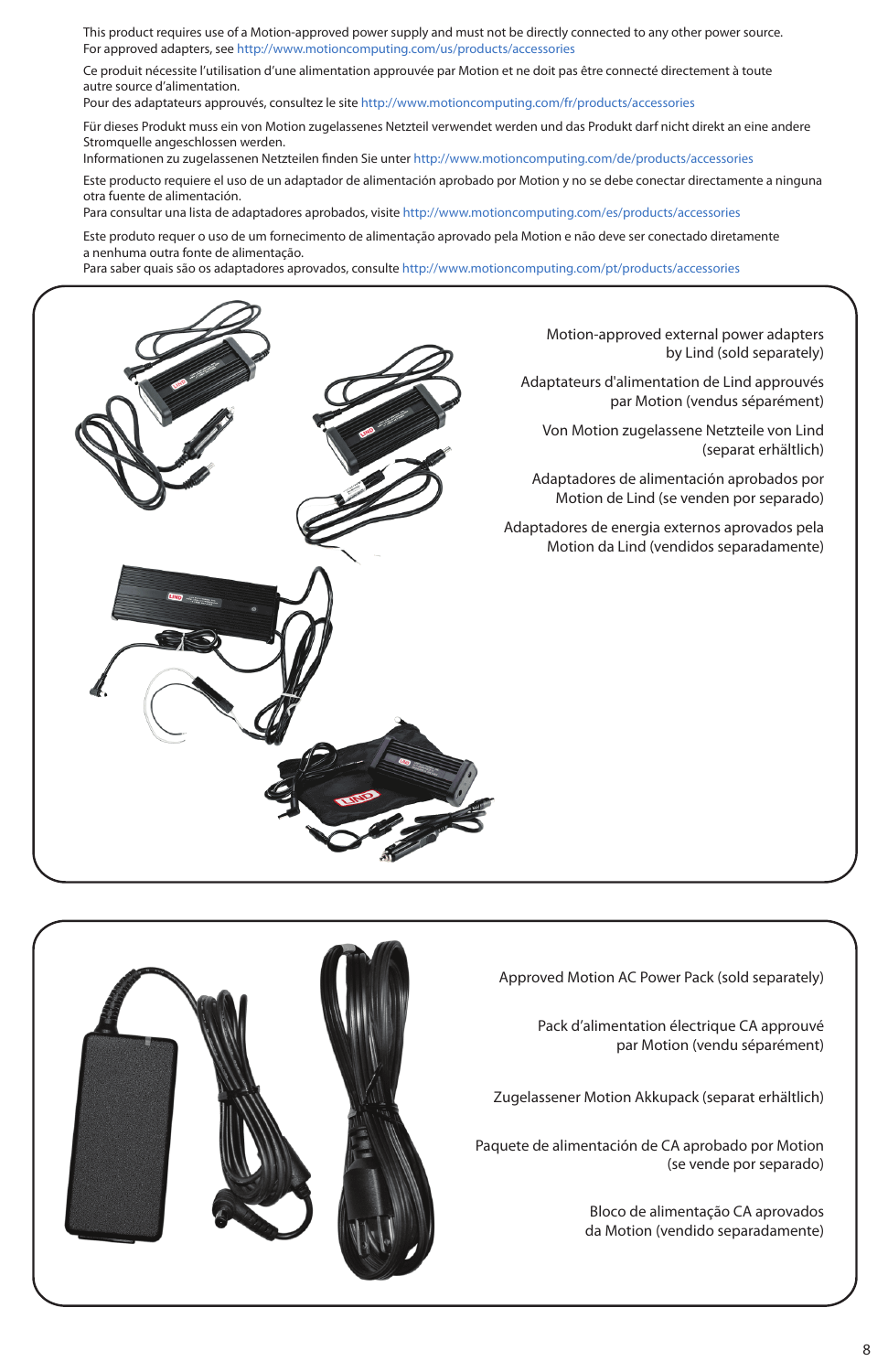This product requires use of a Motion-approved power supply and must not be directly connected to any other power source.
For approved adapters, see http://www.motioncomputing.com/us/products/accessories

Ce produit nécessite l'utilisation d'une alimentation approuvée par Motion et ne doit pas être connecté directement à toute autre source d'alimentation.
Pour des adaptateurs approuvés, consultez le site http://www.motioncomputing.com/fr/products/accessories

Für dieses Produkt muss ein von Motion zugelassenes Netzteil verwendet werden und das Produkt darf nicht direkt an eine andere Stromquelle angeschlossen werden.
Informationen zu zugelassenen Netzteilen finden Sie unter http://www.motioncomputing.com/de/products/accessories

Este producto requiere el uso de un adaptador de alimentación aprobado por Motion y no se debe conectar directamente a ninguna otra fuente de alimentación.
Para consultar una lista de adaptadores aprobados, visite http://www.motioncomputing.com/es/products/accessories

Este produto requer o uso de um fornecimento de alimentação aprovado pela Motion e não deve ser conectado diretamente a nenhuma outra fonte de alimentação.
Para saber quais são os adaptadores aprovados, consulte http://www.motioncomputing.com/pt/products/accessories

Motion-approved external power adapters by Lind (sold separately)

Adaptateurs d'alimentation de Lind approuvés par Motion (vendus séparément)

Von Motion zugelassene Netzteile von Lind (separat erhältlich)

Adaptadores de alimentación aprobados por Motion de Lind (se venden por separado)

Adaptadores de energia externos aprovados pela Motion da Lind (vendidos separadamente)

Approved Motion AC Power Pack (sold separately)

Pack d'alimentation électrique CA approuvé par Motion (vendu séparément)

Zugelassener Motion Akkupack (separat erhältlich)

Paquete de alimentación de CA aprobado por Motion (se vende por separado)

Bloco de alimentação CA aprovados da Motion (vendido separadamente)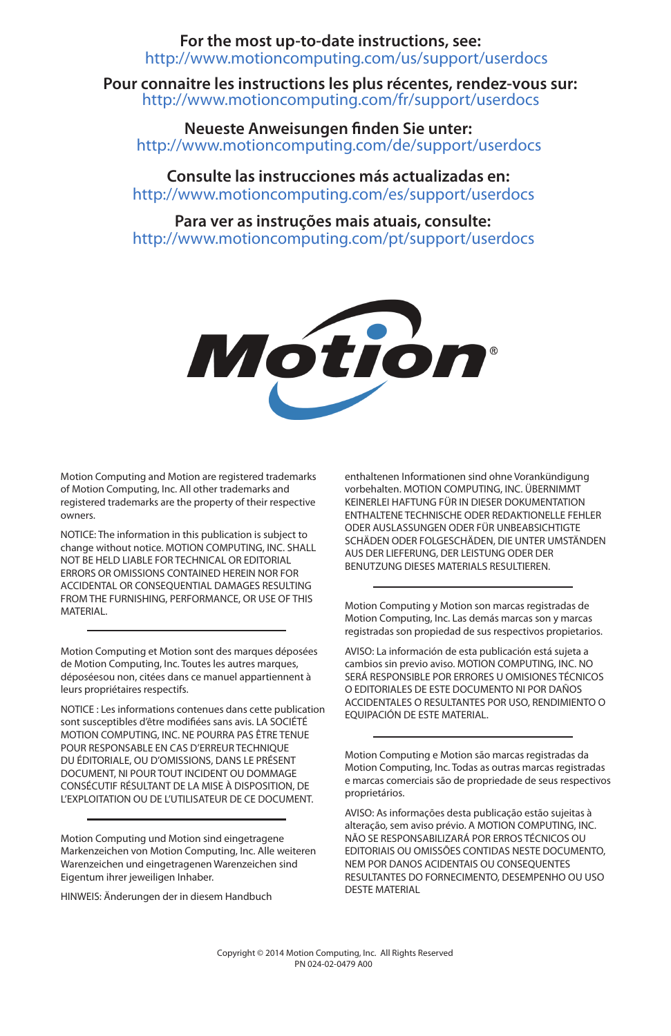**For the most up-to-date instructions, see:**
http://www.motioncomputing.com/us/support/userdocs

**Pour connaitre les instructions les plus récentes, rendez-vous sur:**
http://www.motioncomputing.com/fr/support/userdocs

**Neueste Anweisungen finden Sie unter:**
http://www.motioncomputing.com/de/support/userdocs

**Consulte las instrucciones más actualizadas en:**
http://www.motioncomputing.com/es/support/userdocs

**Para ver as instruções mais atuais, consulte:**
http://www.motioncomputing.com/pt/support/userdocs

Motion®

Motion Computing and Motion are registered trademarks of Motion Computing, Inc. All other trademarks and registered trademarks are the property of their respective owners.

NOTICE: The information in this publication is subject to change without notice. MOTION COMPUTING, INC. SHALL NOT BE HELD LIABLE FOR TECHNICAL OR EDITORIAL ERRORS OR OMISSIONS CONTAINED HEREIN NOR FOR ACCIDENTAL OR CONSEQUENTIAL DAMAGES RESULTING FROM THE FURNISHING, PERFORMANCE, OR USE OF THIS MATERIAL.

---

Motion Computing et Motion sont des marques déposées de Motion Computing, Inc. Toutes les autres marques, déposéesou non, citées dans ce manuel appartiennent à leurs propriétaires respectifs.

NOTICE : Les informations contenues dans cette publication sont susceptibles d'être modifiées sans avis. LA SOCIÉTÉ MOTION COMPUTING, INC. NE POURRA PAS ÊTRE TENUE POUR RESPONSABLE EN CAS D'ERREUR TECHNIQUE DU ÉDITORIALE, OU D'OMISSIONS, DANS LE PRÉSENT DOCUMENT, NI POUR TOUT INCIDENT OU DOMMAGE CONSÉCUTIF RÉSULTANT DE LA MISE À DISPOSITION, DE L'EXPLOITATION OU DE L'UTILISATEUR DE CE DOCUMENT.

---

Motion Computing und Motion sind eingetragene Markenzeichen von Motion Computing, Inc. Alle weiteren Warenzeichen und eingetragenen Warenzeichen sind Eigentum ihrer jeweiligen Inhaber.

HINWEIS: Änderungen der in diesem Handbuch enthaltenen Informationen sind ohne Vorankündigung vorbehalten. MOTION COMPUTING, INC. ÜBERNIMMT KEINERLEI HAFTUNG FÜR IN DIESER DOKUMENTATION ENTHALTENE TECHNISCHE ODER REDAKTIONELLE FEHLER ODER AUSLASSUNGEN ODER FÜR UNBEABSICHTIGTE SCHÄDEN ODER FOLGESCHÄDEN, DIE UNTER UMSTÄNDEN AUS DER LIEFERUNG, DER LEISTUNG ODER DER BENUTZUNG DIESES MATERIALS RESULTIEREN.

---

Motion Computing y Motion son marcas registradas de Motion Computing, Inc. Las demás marcas son y marcas registradas son propiedad de sus respectivos propietarios.

AVISO: La información de esta publicación está sujeta a cambios sin previo aviso. MOTION COMPUTING, INC. NO SERÁ RESPONSIBLE POR ERRORES U OMISIONES TÉCNICOS O EDITORIALES DE ESTE DOCUMENTO NI POR DAÑOS ACCIDENTALES O RESULTANTES POR USO, RENDIMIENTO O EQUIPACIÓN DE ESTE MATERIAL.

---

Motion Computing e Motion são marcas registradas da Motion Computing, Inc. Todas as outras marcas registradas e marcas comerciais são de propriedade de seus respectivos proprietários.

AVISO: As informações desta publicação estão sujeitas à alteração, sem aviso prévio. A MOTION COMPUTING, INC. NÃO SE RESPONSABILIZARÁ POR ERROS TÉCNICOS OU EDITORIAIS OU OMISSÕES CONTIDAS NESTE DOCUMENTO, NEM POR DANOS ACIDENTAIS OU CONSEQUENTES RESULTANTES DO FORNECIMENTO, DESEMPENHO OU USO DESTE MATERIAL

Copyright © 2014 Motion Computing, Inc. All Rights Reserved
PN 024-02-0479 A00